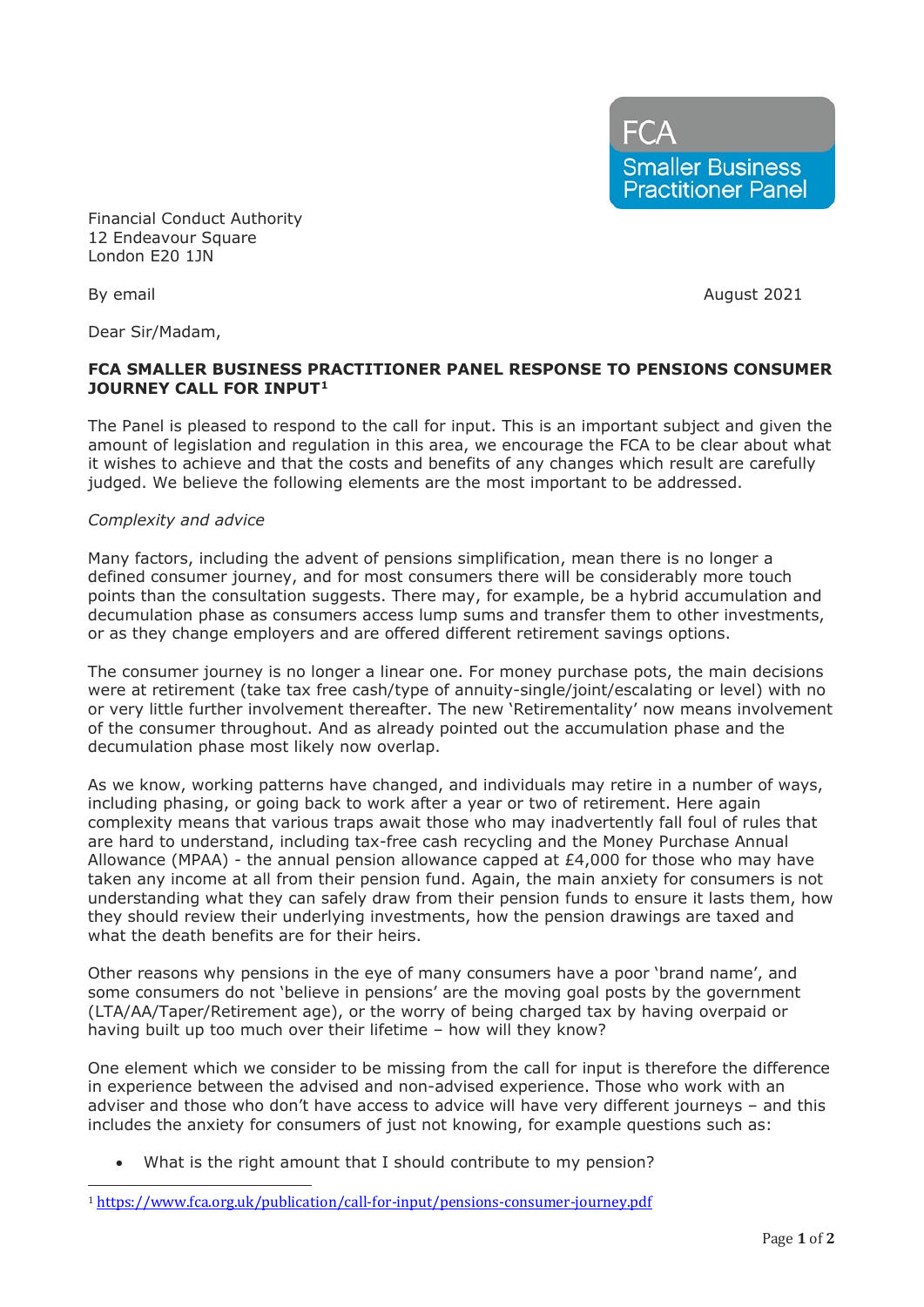FCA
Smaller Business
Practitioner Panel

Financial Conduct Authority
12 Endeavour Square
London E20 1JN

By email

August 2021

Dear Sir/Madam,

**FCA SMALLER BUSINESS PRACTITIONER PANEL RESPONSE TO PENSIONS CONSUMER JOURNEY CALL FOR INPUT[1]**

The Panel is pleased to respond to the call for input. This is an important subject and given the amount of legislation and regulation in this area, we encourage the FCA to be clear about what it wishes to achieve and that the costs and benefits of any changes which result are carefully judged. We believe the following elements are the most important to be addressed.

*Complexity and advice*

Many factors, including the advent of pensions simplification, mean there is no longer a defined consumer journey, and for most consumers there will be considerably more touch points than the consultation suggests. There may, for example, be a hybrid accumulation and decumulation phase as consumers access lump sums and transfer them to other investments, or as they change employers and are offered different retirement savings options.

The consumer journey is no longer a linear one. For money purchase pots, the main decisions were at retirement (take tax free cash/type of annuity-single/joint/escalating or level) with no or very little further involvement thereafter. The new 'Retirementality' now means involvement of the consumer throughout. And as already pointed out the accumulation phase and the decumulation phase most likely now overlap.

As we know, working patterns have changed, and individuals may retire in a number of ways, including phasing, or going back to work after a year or two of retirement. Here again complexity means that various traps await those who may inadvertently fall foul of rules that are hard to understand, including tax-free cash recycling and the Money Purchase Annual Allowance (MPAA) - the annual pension allowance capped at £4,000 for those who may have taken any income at all from their pension fund. Again, the main anxiety for consumers is not understanding what they can safely draw from their pension funds to ensure it lasts them, how they should review their underlying investments, how the pension drawings are taxed and what the death benefits are for their heirs.

Other reasons why pensions in the eye of many consumers have a poor 'brand name', and some consumers do not 'believe in pensions' are the moving goal posts by the government (LTA/AA/Taper/Retirement age), or the worry of being charged tax by having overpaid or having built up too much over their lifetime – how will they know?

One element which we consider to be missing from the call for input is therefore the difference in experience between the advised and non-advised experience. Those who work with an adviser and those who don't have access to advice will have very different journeys – and this includes the anxiety for consumers of just not knowing, for example questions such as:

- What is the right amount that I should contribute to my pension?

[1] https://www.fca.org.uk/publication/call-for-input/pensions-consumer-journey.pdf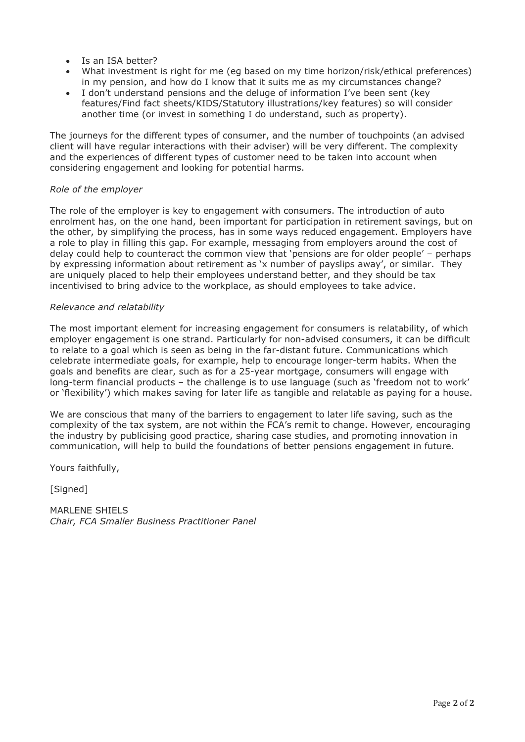- Is an ISA better?
- What investment is right for me (eg based on my time horizon/risk/ethical preferences) in my pension, and how do I know that it suits me as my circumstances change?
- I don't understand pensions and the deluge of information I've been sent (key features/Find fact sheets/KIDS/Statutory illustrations/key features) so will consider another time (or invest in something I do understand, such as property).

The journeys for the different types of consumer, and the number of touchpoints (an advised client will have regular interactions with their adviser) will be very different. The complexity and the experiences of different types of customer need to be taken into account when considering engagement and looking for potential harms.

*Role of the employer*

The role of the employer is key to engagement with consumers. The introduction of auto enrolment has, on the one hand, been important for participation in retirement savings, but on the other, by simplifying the process, has in some ways reduced engagement. Employers have a role to play in filling this gap. For example, messaging from employers around the cost of delay could help to counteract the common view that 'pensions are for older people' – perhaps by expressing information about retirement as 'x number of payslips away', or similar. They are uniquely placed to help their employees understand better, and they should be tax incentivised to bring advice to the workplace, as should employees to take advice.

*Relevance and relatability*

The most important element for increasing engagement for consumers is relatability, of which employer engagement is one strand. Particularly for non-advised consumers, it can be difficult to relate to a goal which is seen as being in the far-distant future. Communications which celebrate intermediate goals, for example, help to encourage longer-term habits. When the goals and benefits are clear, such as for a 25-year mortgage, consumers will engage with long-term financial products – the challenge is to use language (such as 'freedom not to work' or 'flexibility') which makes saving for later life as tangible and relatable as paying for a house.

We are conscious that many of the barriers to engagement to later life saving, such as the complexity of the tax system, are not within the FCA's remit to change. However, encouraging the industry by publicising good practice, sharing case studies, and promoting innovation in communication, will help to build the foundations of better pensions engagement in future.

Yours faithfully,

[Signed]

MARLENE SHIELS
*Chair, FCA Smaller Business Practitioner Panel*